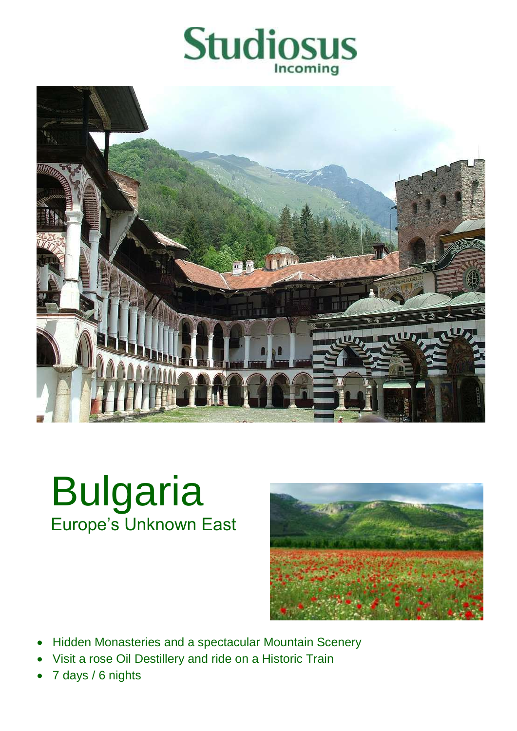Studiosus
Incoming

# Bulgaria

## Europe's Unknown East

- Hidden Monasteries and a spectacular Mountain Scenery
- Visit a rose Oil Destillery and ride on a Historic Train
- 7 days / 6 nights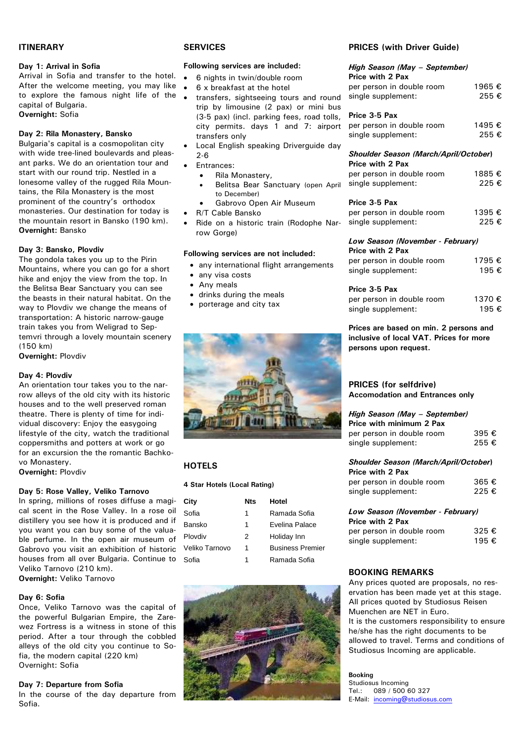## ITINERARY

**Day 1: Arrival in Sofia**
Arrival in Sofia and transfer to the hotel. After the welcome meeting, you may like to explore the famous night life of the capital of Bulgaria.
**Overnight:** Sofia

**Day 2: Rila Monastery, Bansko**
Bulgaria's capital is a cosmopolitan city with wide tree-lined boulevards and pleasant parks. We do an orientation tour and start with our round trip. Nestled in a lonesome valley of the rugged Rila Mountains, the Rila Monastery is the most prominent of the country's orthodox monasteries. Our destination for today is the mountain resort in Bansko (190 km).
**Overnight:** Bansko

**Day 3: Bansko, Plovdiv**
The gondola takes you up to the Pirin Mountains, where you can go for a short hike and enjoy the view from the top. In the Belitsa Bear Sanctuary you can see the beasts in their natural habitat. On the way to Plovdiv we change the means of transportation: A historic narrow-gauge train takes you from Weligrad to Septemvri through a lovely mountain scenery (150 km)
**Overnight:** Plovdiv

**Day 4: Plovdiv**
An orientation tour takes you to the narrow alleys of the old city with its historic houses and to the well preserved roman theatre. There is plenty of time for individual discovery: Enjoy the easygoing lifestyle of the city, watch the traditional coppersmiths and potters at work or go for an excursion the the romantic Bachkovo Monastery.
**Overnight:** Plovdiv

**Day 5: Rose Valley, Veliko Tarnovo**
In spring, millions of roses diffuse a magical scent in the Rose Valley. In a rose oil distillery you see how it is produced and if you want you can buy some of the valuable perfume. In the open air museum of Gabrovo you visit an exhibition of historic houses from all over Bulgaria. Continue to Veliko Tarnovo (210 km).
**Overnight:** Veliko Tarnovo

**Day 6: Sofia**
Once, Veliko Tarnovo was the capital of the powerful Bulgarian Empire, the Zarewez Fortress is a witness in stone of this period. After a tour through the cobbled alleys of the old city you continue to Sofia, the modern capital (220 km)
Overnight: Sofia

**Day 7: Departure from Sofia**
In the course of the day departure from Sofia.

## SERVICES

**Following services are included:**

- 6 nights in twin/double room
- 6 x breakfast at the hotel
- transfers, sightseeing tours and round trip by limousine (2 pax) or mini bus (3-5 pax) (incl. parking fees, road tolls, city permits. days 1 and 7: airport transfers only
- Local English speaking Driverguide day 2-6
- Entrances:
  - Rila Monastery,
  - Belitsa Bear Sanctuary (open April to December)
  - Gabrovo Open Air Museum
- R/T Cable Bansko
- Ride on a historic train (Rodophe Narrow Gorge)

**Following services are not included:**

- any international flight arrangements
- any visa costs
- Any meals
- drinks during the meals
- porterage and city tax

## HOTELS

**4 Star Hotels (Local Rating)**

| City | Nts | Hotel |
|---|---|---|
| Sofia | 1 | Ramada Sofia |
| Bansko | 1 | Evelina Palace |
| Plovdiv | 2 | Holiday Inn |
| Veliko Tarnovo | 1 | Business Premier |
| Sofia | 1 | Ramada Sofia |

## PRICES (with Driver Guide)

***High Season (May – September)***

**Price with 2 Pax**

| | |
|---|---|
| per person in double room | 1965 € |
| single supplement: | 255 € |

**Price 3-5 Pax**

| | |
|---|---|
| per person in double room | 1495 € |
| single supplement: | 255 € |

***Shoulder Season (March/April/October)***

**Price with 2 Pax**

| | |
|---|---|
| per person in double room | 1885 € |
| single supplement: | 225 € |

**Price 3-5 Pax**

| | |
|---|---|
| per person in double room | 1395 € |
| single supplement: | 225 € |

***Low Season (November - February)***

**Price with 2 Pax**

| | |
|---|---|
| per person in double room | 1795 € |
| single supplement: | 195 € |

**Price 3-5 Pax**

| | |
|---|---|
| per person in double room | 1370 € |
| single supplement: | 195 € |

**Prices are based on min. 2 persons and inclusive of local VAT. Prices for more persons upon request.**

## PRICES (for selfdrive)

**Accomodation and Entrances only**

***High Season (May – September)***

**Price with minimum 2 Pax**

| | |
|---|---|
| per person in double room | 395 € |
| single supplement: | 255 € |

***Shoulder Season (March/April/October)***

**Price with 2 Pax**

| | |
|---|---|
| per person in double room | 365 € |
| single supplement: | 225 € |

***Low Season (November - February)***

**Price with 2 Pax**

| | |
|---|---|
| per person in double room | 325 € |
| single supplement: | 195 € |

## BOOKING REMARKS

Any prices quoted are proposals, no reservation has been made yet at this stage. All prices quoted by Studiosus Reisen Muenchen are NET in Euro.
It is the customers responsibility to ensure he/she has the right documents to be allowed to travel. Terms and conditions of Studiosus Incoming are applicable.

**Booking**
Studiosus Incoming
Tel.: 089 / 500 60 327
E-Mail: incoming@studiosus.com